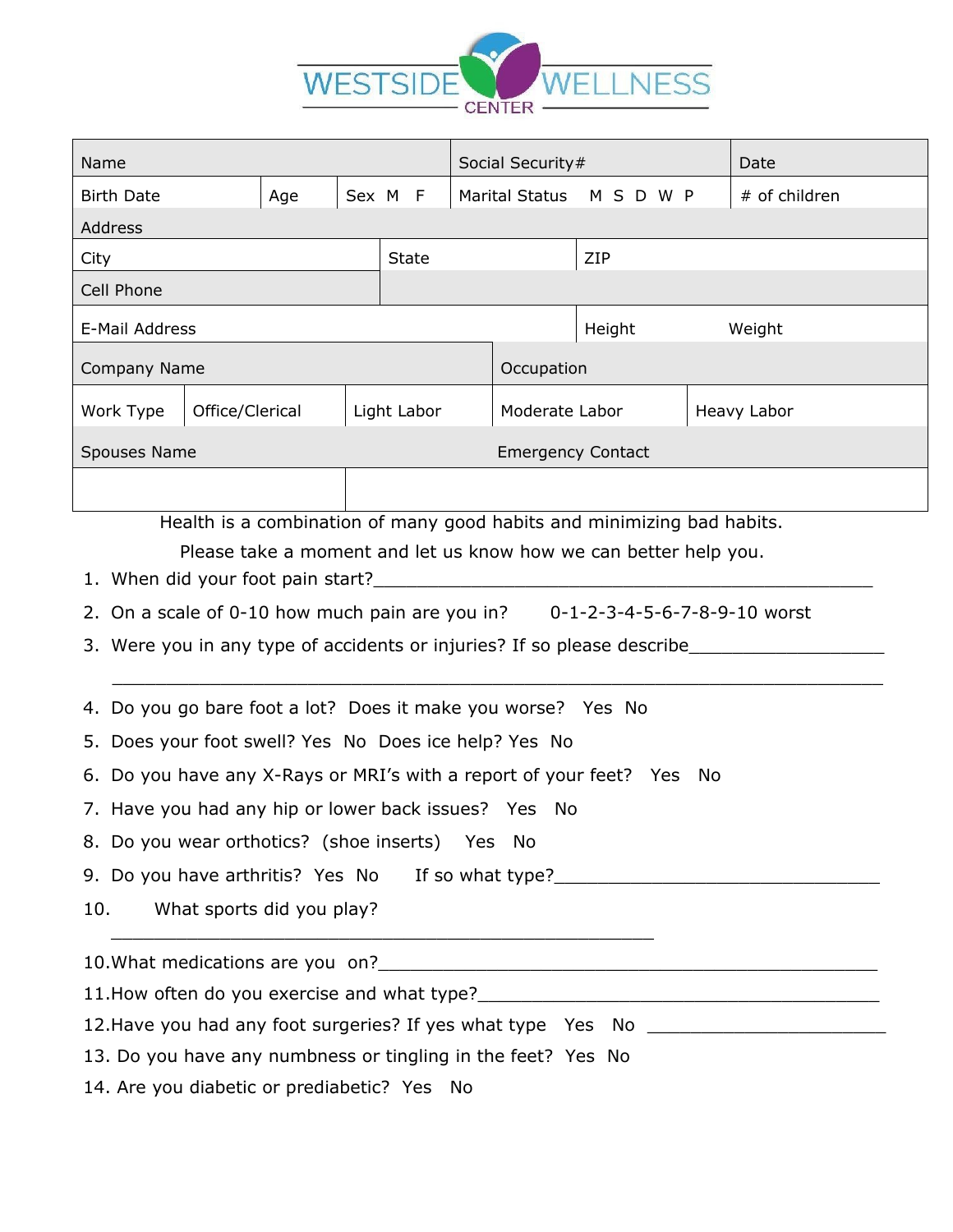# WESTSIDE WELLNESS CENTER

| Name | | | | Social Security# | | Date |
|---|---|---|---|---|---|---|
| Birth Date | Age | Sex M F | | Marital Status M S D W P | | # of children |
| Address | | | | | | |
| City | | State | | ZIP | | |
| Cell Phone | | | | | | |
| E-Mail Address | | | | Height | Weight | |
| Company Name | | | Occupation | | | |
| Work Type | Office/Clerical | Light Labor | Moderate Labor | | Heavy Labor | |
| Spouses Name | | | Emergency Contact | | | |
| | | | | | | |

Health is a combination of many good habits and minimizing bad habits.

Please take a moment and let us know how we can better help you.

1. When did your foot pain start?_______________________________________________
2. On a scale of 0-10 how much pain are you in? 0-1-2-3-4-5-6-7-8-9-10 worst
3. Were you in any type of accidents or injuries? If so please describe__________________

   _________________________________________________________________________
4. Do you go bare foot a lot? Does it make you worse? Yes No
5. Does your foot swell? Yes No Does ice help? Yes No
6. Do you have any X-Rays or MRI's with a report of your feet? Yes No
7. Have you had any hip or lower back issues? Yes No
8. Do you wear orthotics? (shoe inserts) Yes No
9. Do you have arthritis? Yes No If so what type?_______________________________
10. What sports did you play?

   ___________________________________________________

10.What medications are you on?_______________________________________________

11.How often do you exercise and what type?_____________________________________

12.Have you had any foot surgeries? If yes what type Yes No ______________________

13. Do you have any numbness or tingling in the feet? Yes No

14. Are you diabetic or prediabetic? Yes No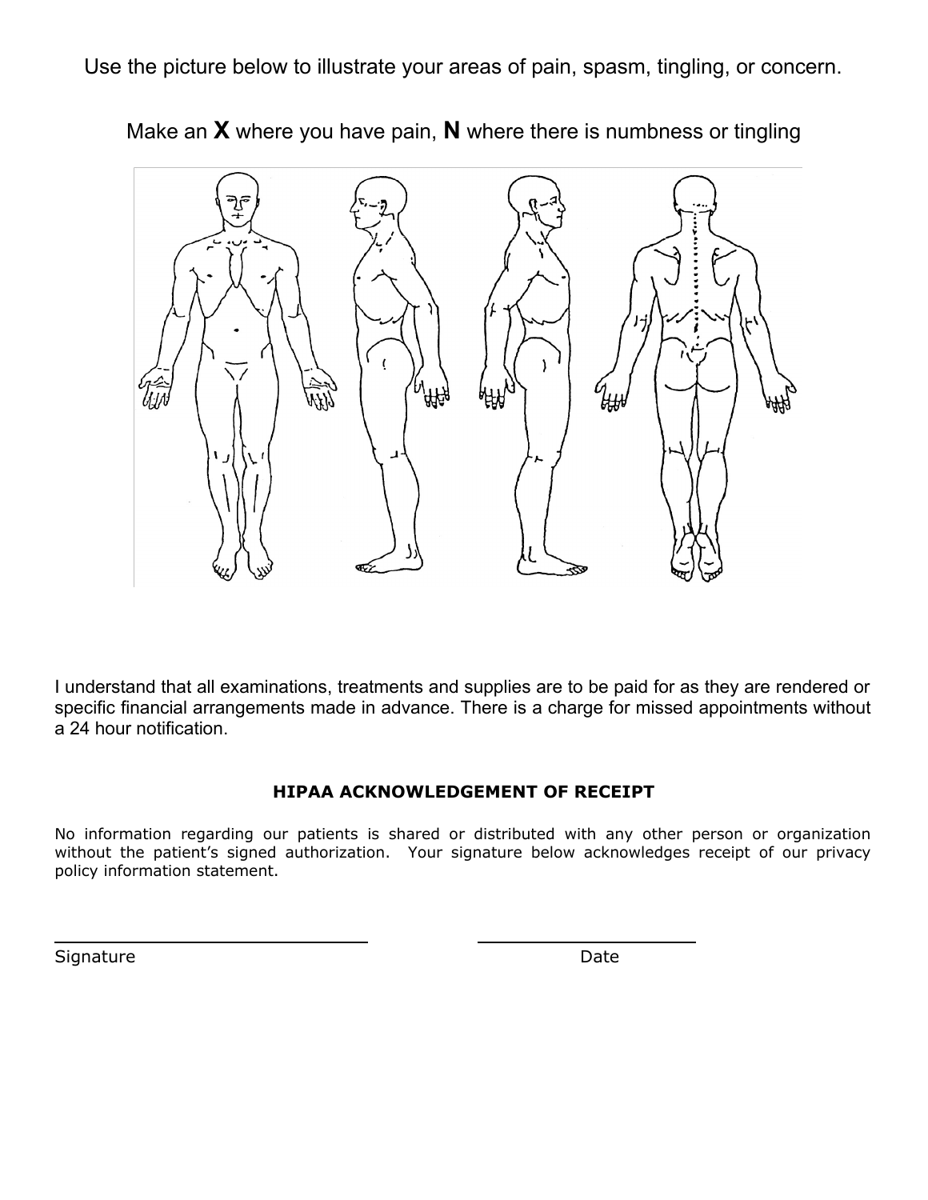Use the picture below to illustrate your areas of pain, spasm, tingling, or concern.

Make an **X** where you have pain, **N** where there is numbness or tingling

I understand that all examinations, treatments and supplies are to be paid for as they are rendered or specific financial arrangements made in advance. There is a charge for missed appointments without a 24 hour notification.

**HIPAA ACKNOWLEDGEMENT OF RECEIPT**

No information regarding our patients is shared or distributed with any other person or organization without the patient's signed authorization. Your signature below acknowledges receipt of our privacy policy information statement.

\_\_\_\_\_\_\_\_\_\_\_\_\_\_\_\_\_\_\_\_\_\_\_\_\_\_\_\_\_\_ \_\_\_\_\_\_\_\_\_\_\_\_\_\_\_\_\_\_\_\_\_\_

Signature Date